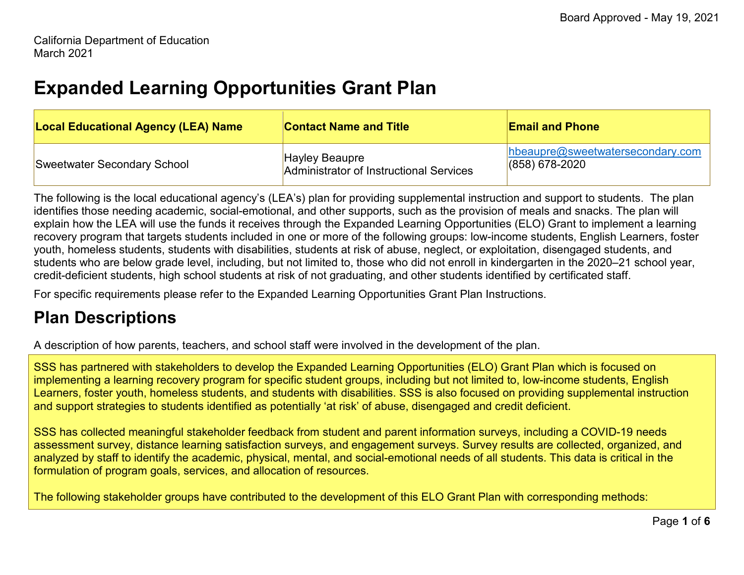Board Approved - May 19, 2021

California Department of Education
March 2021

# Expanded Learning Opportunities Grant Plan

| Local Educational Agency (LEA) Name | Contact Name and Title | Email and Phone |
|---|---|---|
| Sweetwater Secondary School | Hayley Beaupre<br>Administrator of Instructional Services | hbeaupre@sweetwatersecondary.com<br>(858) 678-2020 |

The following is the local educational agency's (LEA's) plan for providing supplemental instruction and support to students. The plan identifies those needing academic, social-emotional, and other supports, such as the provision of meals and snacks. The plan will explain how the LEA will use the funds it receives through the Expanded Learning Opportunities (ELO) Grant to implement a learning recovery program that targets students included in one or more of the following groups: low-income students, English Learners, foster youth, homeless students, students with disabilities, students at risk of abuse, neglect, or exploitation, disengaged students, and students who are below grade level, including, but not limited to, those who did not enroll in kindergarten in the 2020–21 school year, credit-deficient students, high school students at risk of not graduating, and other students identified by certificated staff.

For specific requirements please refer to the Expanded Learning Opportunities Grant Plan Instructions.

## Plan Descriptions

A description of how parents, teachers, and school staff were involved in the development of the plan.

SSS has partnered with stakeholders to develop the Expanded Learning Opportunities (ELO) Grant Plan which is focused on implementing a learning recovery program for specific student groups, including but not limited to, low-income students, English Learners, foster youth, homeless students, and students with disabilities. SSS is also focused on providing supplemental instruction and support strategies to students identified as potentially 'at risk' of abuse, disengaged and credit deficient.

SSS has collected meaningful stakeholder feedback from student and parent information surveys, including a COVID-19 needs assessment survey, distance learning satisfaction surveys, and engagement surveys. Survey results are collected, organized, and analyzed by staff to identify the academic, physical, mental, and social-emotional needs of all students. This data is critical in the formulation of program goals, services, and allocation of resources.

The following stakeholder groups have contributed to the development of this ELO Grant Plan with corresponding methods: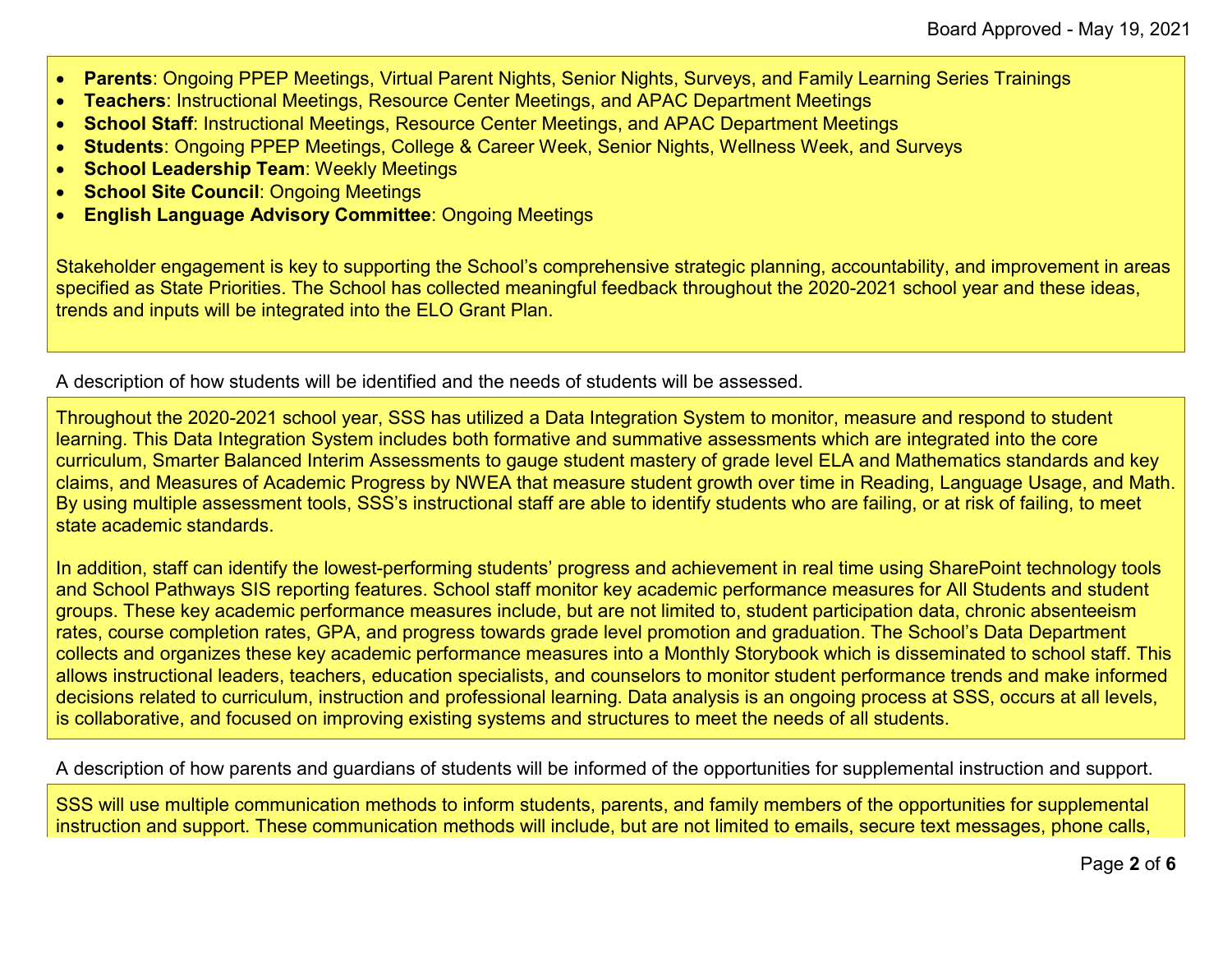- **Parents**: Ongoing PPEP Meetings, Virtual Parent Nights, Senior Nights, Surveys, and Family Learning Series Trainings
- **Teachers**: Instructional Meetings, Resource Center Meetings, and APAC Department Meetings
- **School Staff**: Instructional Meetings, Resource Center Meetings, and APAC Department Meetings
- **Students**: Ongoing PPEP Meetings, College & Career Week, Senior Nights, Wellness Week, and Surveys
- **School Leadership Team**: Weekly Meetings
- **School Site Council**: Ongoing Meetings
- **English Language Advisory Committee**: Ongoing Meetings

Stakeholder engagement is key to supporting the School's comprehensive strategic planning, accountability, and improvement in areas specified as State Priorities. The School has collected meaningful feedback throughout the 2020-2021 school year and these ideas, trends and inputs will be integrated into the ELO Grant Plan.

A description of how students will be identified and the needs of students will be assessed.

Throughout the 2020-2021 school year, SSS has utilized a Data Integration System to monitor, measure and respond to student learning. This Data Integration System includes both formative and summative assessments which are integrated into the core curriculum, Smarter Balanced Interim Assessments to gauge student mastery of grade level ELA and Mathematics standards and key claims, and Measures of Academic Progress by NWEA that measure student growth over time in Reading, Language Usage, and Math. By using multiple assessment tools, SSS's instructional staff are able to identify students who are failing, or at risk of failing, to meet state academic standards.

In addition, staff can identify the lowest-performing students' progress and achievement in real time using SharePoint technology tools and School Pathways SIS reporting features. School staff monitor key academic performance measures for All Students and student groups. These key academic performance measures include, but are not limited to, student participation data, chronic absenteeism rates, course completion rates, GPA, and progress towards grade level promotion and graduation. The School's Data Department collects and organizes these key academic performance measures into a Monthly Storybook which is disseminated to school staff. This allows instructional leaders, teachers, education specialists, and counselors to monitor student performance trends and make informed decisions related to curriculum, instruction and professional learning. Data analysis is an ongoing process at SSS, occurs at all levels, is collaborative, and focused on improving existing systems and structures to meet the needs of all students.

A description of how parents and guardians of students will be informed of the opportunities for supplemental instruction and support.

SSS will use multiple communication methods to inform students, parents, and family members of the opportunities for supplemental instruction and support. These communication methods will include, but are not limited to emails, secure text messages, phone calls,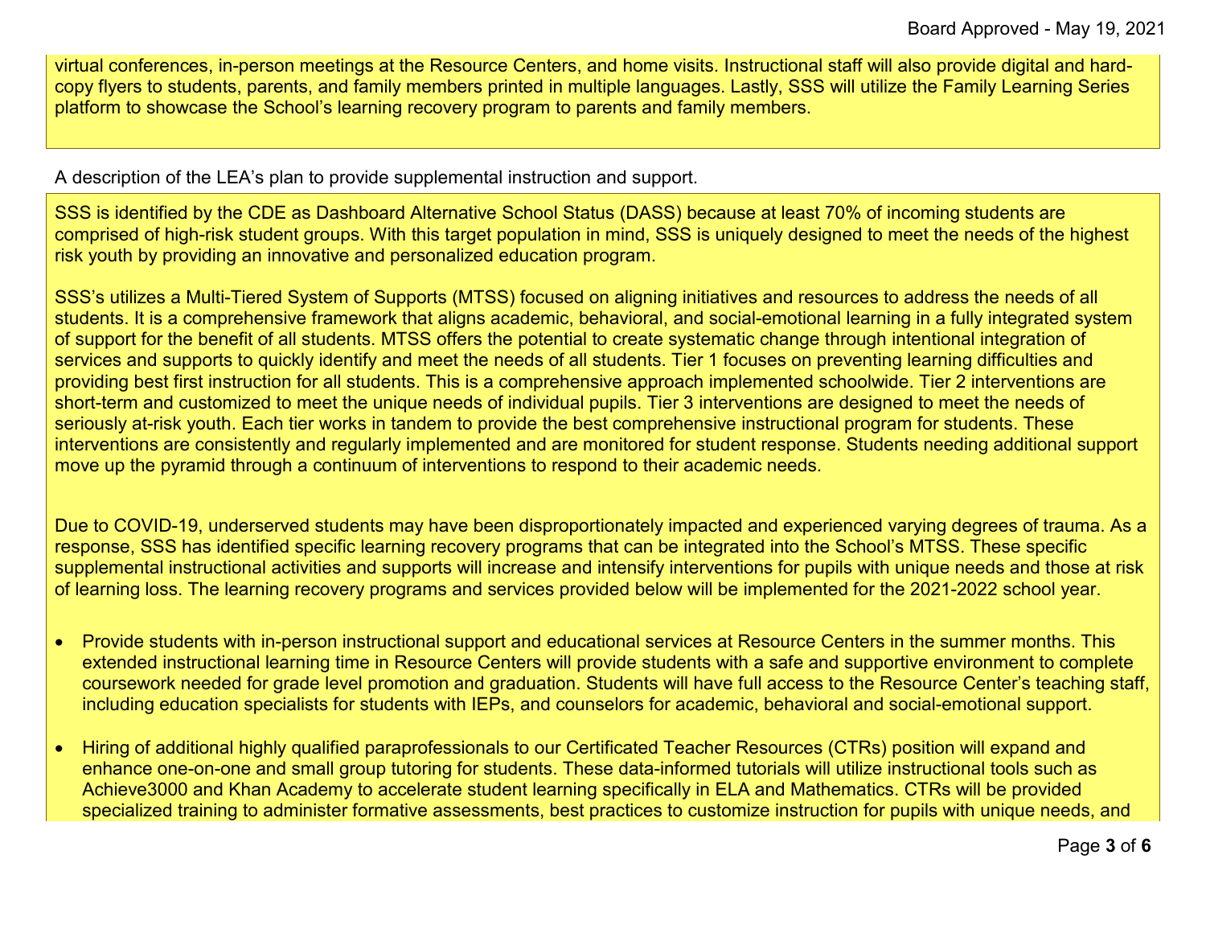virtual conferences, in-person meetings at the Resource Centers, and home visits. Instructional staff will also provide digital and hard-copy flyers to students, parents, and family members printed in multiple languages. Lastly, SSS will utilize the Family Learning Series platform to showcase the School's learning recovery program to parents and family members.

A description of the LEA's plan to provide supplemental instruction and support.

SSS is identified by the CDE as Dashboard Alternative School Status (DASS) because at least 70% of incoming students are comprised of high-risk student groups. With this target population in mind, SSS is uniquely designed to meet the needs of the highest risk youth by providing an innovative and personalized education program.

SSS's utilizes a Multi-Tiered System of Supports (MTSS) focused on aligning initiatives and resources to address the needs of all students. It is a comprehensive framework that aligns academic, behavioral, and social-emotional learning in a fully integrated system of support for the benefit of all students. MTSS offers the potential to create systematic change through intentional integration of services and supports to quickly identify and meet the needs of all students. Tier 1 focuses on preventing learning difficulties and providing best first instruction for all students. This is a comprehensive approach implemented schoolwide. Tier 2 interventions are short-term and customized to meet the unique needs of individual pupils. Tier 3 interventions are designed to meet the needs of seriously at-risk youth. Each tier works in tandem to provide the best comprehensive instructional program for students. These interventions are consistently and regularly implemented and are monitored for student response. Students needing additional support move up the pyramid through a continuum of interventions to respond to their academic needs.

Due to COVID-19, underserved students may have been disproportionately impacted and experienced varying degrees of trauma. As a response, SSS has identified specific learning recovery programs that can be integrated into the School's MTSS. These specific supplemental instructional activities and supports will increase and intensify interventions for pupils with unique needs and those at risk of learning loss. The learning recovery programs and services provided below will be implemented for the 2021-2022 school year.

- Provide students with in-person instructional support and educational services at Resource Centers in the summer months. This extended instructional learning time in Resource Centers will provide students with a safe and supportive environment to complete coursework needed for grade level promotion and graduation. Students will have full access to the Resource Center's teaching staff, including education specialists for students with IEPs, and counselors for academic, behavioral and social-emotional support.
- Hiring of additional highly qualified paraprofessionals to our Certificated Teacher Resources (CTRs) position will expand and enhance one-on-one and small group tutoring for students. These data-informed tutorials will utilize instructional tools such as Achieve3000 and Khan Academy to accelerate student learning specifically in ELA and Mathematics. CTRs will be provided specialized training to administer formative assessments, best practices to customize instruction for pupils with unique needs, and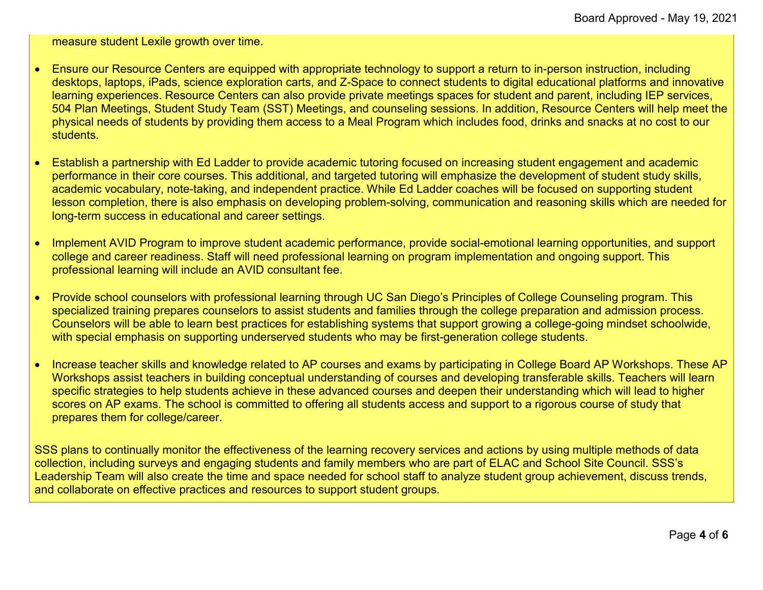measure student Lexile growth over time.

- Ensure our Resource Centers are equipped with appropriate technology to support a return to in-person instruction, including desktops, laptops, iPads, science exploration carts, and Z-Space to connect students to digital educational platforms and innovative learning experiences. Resource Centers can also provide private meetings spaces for student and parent, including IEP services, 504 Plan Meetings, Student Study Team (SST) Meetings, and counseling sessions. In addition, Resource Centers will help meet the physical needs of students by providing them access to a Meal Program which includes food, drinks and snacks at no cost to our students.

- Establish a partnership with Ed Ladder to provide academic tutoring focused on increasing student engagement and academic performance in their core courses. This additional, and targeted tutoring will emphasize the development of student study skills, academic vocabulary, note-taking, and independent practice. While Ed Ladder coaches will be focused on supporting student lesson completion, there is also emphasis on developing problem-solving, communication and reasoning skills which are needed for long-term success in educational and career settings.

- Implement AVID Program to improve student academic performance, provide social-emotional learning opportunities, and support college and career readiness. Staff will need professional learning on program implementation and ongoing support. This professional learning will include an AVID consultant fee.

- Provide school counselors with professional learning through UC San Diego's Principles of College Counseling program. This specialized training prepares counselors to assist students and families through the college preparation and admission process. Counselors will be able to learn best practices for establishing systems that support growing a college-going mindset schoolwide, with special emphasis on supporting underserved students who may be first-generation college students.

- Increase teacher skills and knowledge related to AP courses and exams by participating in College Board AP Workshops. These AP Workshops assist teachers in building conceptual understanding of courses and developing transferable skills. Teachers will learn specific strategies to help students achieve in these advanced courses and deepen their understanding which will lead to higher scores on AP exams. The school is committed to offering all students access and support to a rigorous course of study that prepares them for college/career.

SSS plans to continually monitor the effectiveness of the learning recovery services and actions by using multiple methods of data collection, including surveys and engaging students and family members who are part of ELAC and School Site Council. SSS's Leadership Team will also create the time and space needed for school staff to analyze student group achievement, discuss trends, and collaborate on effective practices and resources to support student groups.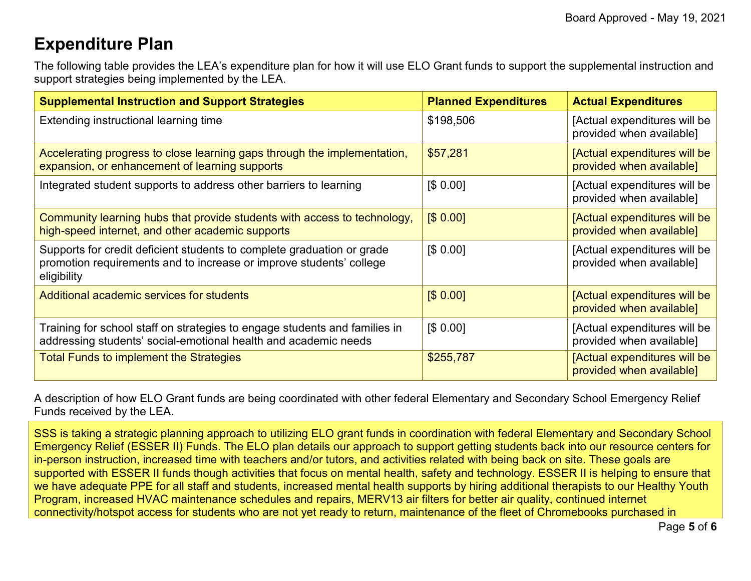Board Approved - May 19, 2021

# Expenditure Plan

The following table provides the LEA's expenditure plan for how it will use ELO Grant funds to support the supplemental instruction and support strategies being implemented by the LEA.

| Supplemental Instruction and Support Strategies | Planned Expenditures | Actual Expenditures |
|---|---|---|
| Extending instructional learning time | $198,506 | [Actual expenditures will be provided when available] |
| Accelerating progress to close learning gaps through the implementation, expansion, or enhancement of learning supports | $57,281 | [Actual expenditures will be provided when available] |
| Integrated student supports to address other barriers to learning | [$ 0.00] | [Actual expenditures will be provided when available] |
| Community learning hubs that provide students with access to technology, high-speed internet, and other academic supports | [$ 0.00] | [Actual expenditures will be provided when available] |
| Supports for credit deficient students to complete graduation or grade promotion requirements and to increase or improve students' college eligibility | [$ 0.00] | [Actual expenditures will be provided when available] |
| Additional academic services for students | [$ 0.00] | [Actual expenditures will be provided when available] |
| Training for school staff on strategies to engage students and families in addressing students' social-emotional health and academic needs | [$ 0.00] | [Actual expenditures will be provided when available] |
| Total Funds to implement the Strategies | $255,787 | [Actual expenditures will be provided when available] |

A description of how ELO Grant funds are being coordinated with other federal Elementary and Secondary School Emergency Relief Funds received by the LEA.

SSS is taking a strategic planning approach to utilizing ELO grant funds in coordination with federal Elementary and Secondary School Emergency Relief (ESSER II) Funds. The ELO plan details our approach to support getting students back into our resource centers for in-person instruction, increased time with teachers and/or tutors, and activities related with being back on site. These goals are supported with ESSER II funds though activities that focus on mental health, safety and technology. ESSER II is helping to ensure that we have adequate PPE for all staff and students, increased mental health supports by hiring additional therapists to our Healthy Youth Program, increased HVAC maintenance schedules and repairs, MERV13 air filters for better air quality, continued internet connectivity/hotspot access for students who are not yet ready to return, maintenance of the fleet of Chromebooks purchased in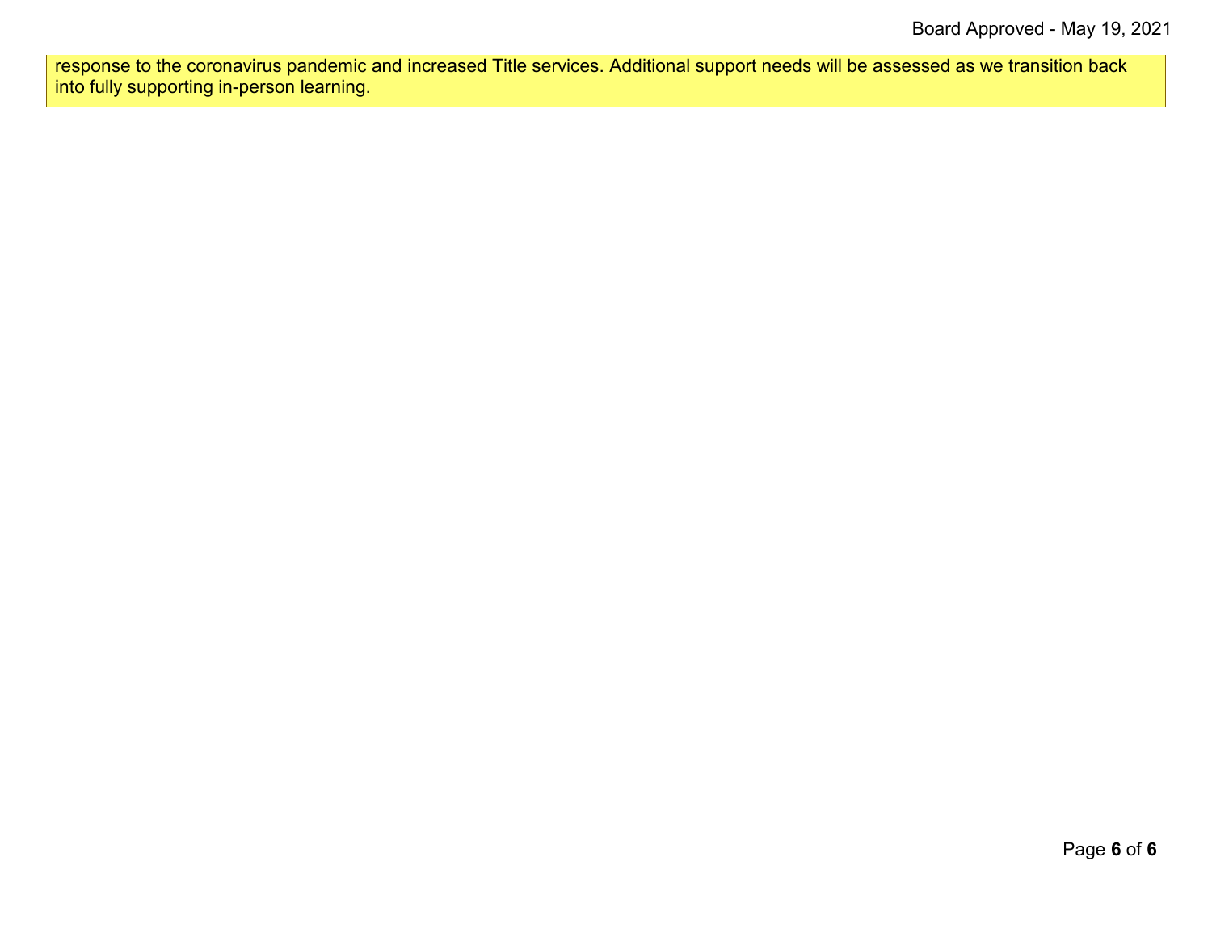response to the coronavirus pandemic and increased Title services. Additional support needs will be assessed as we transition back into fully supporting in-person learning.